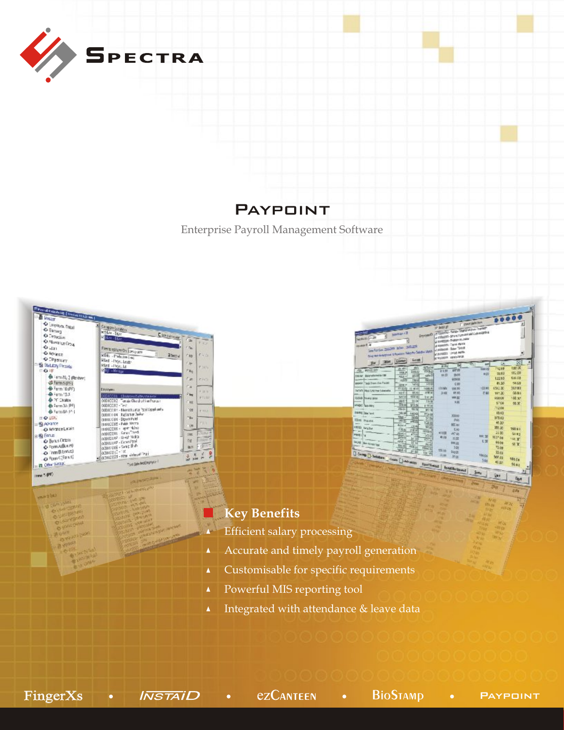# SPECTRA

## PAYPOINT

Enterprise Payroll Management Software

### Key Benefits

- Efficient salary processing
- Accurate and timely payroll generation
- Customisable for specific requirements
- Powerful MIS reporting tool
- Integrated with attendance & leave data

FingerXs • INSTAID • ezCANTEEN • BIOSTAMP • PAYPOINT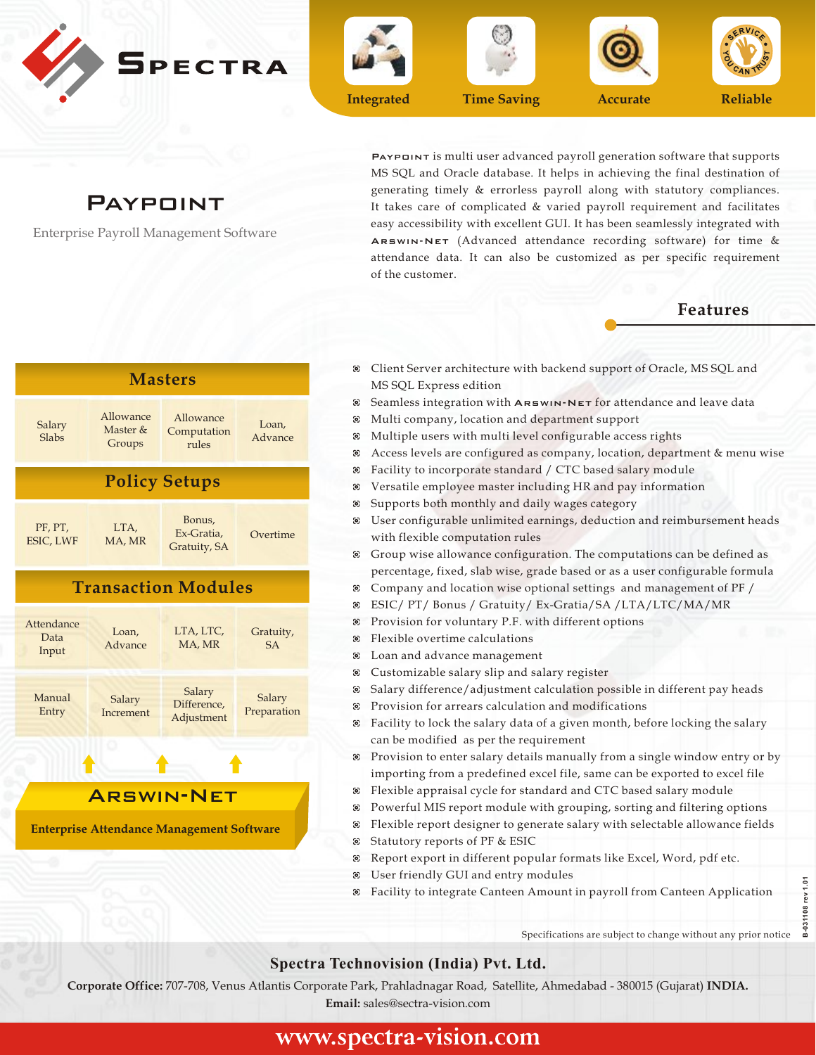# SPECTRA

Integrated | Time Saving | Accurate | Reliable

## PAYPOINT

Enterprise Payroll Management Software

PAYPOINT is multi user advanced payroll generation software that supports MS SQL and Oracle database. It helps in achieving the final destination of generating timely & errorless payroll along with statutory compliances. It takes care of complicated & varied payroll requirement and facilitates easy accessibility with excellent GUI. It has been seamlessly integrated with ARSWIN-NET (Advanced attendance recording software) for time & attendance data. It can also be customized as per specific requirement of the customer.

### Masters

| | | | |
|---|---|---|---|
| Salary Slabs | Allowance Master & Groups | Allowance Computation rules | Loan, Advance |

### Policy Setups

| | | | |
|---|---|---|---|
| PF, PT, ESIC, LWF | LTA, MA, MR | Bonus, Ex-Gratia, Gratuity, SA | Overtime |

### Transaction Modules

| | | | |
|---|---|---|---|
| Attendance Data Input | Loan, Advance | LTA, LTC, MA, MR | Gratuity, SA |
| Manual Entry | Salary Increment | Salary Difference, Adjustment | Salary Preparation |

### ARSWIN-NET

Enterprise Attendance Management Software

## Features

- Client Server architecture with backend support of Oracle, MS SQL and MS SQL Express edition
- Seamless integration with ARSWIN-NET for attendance and leave data
- Multi company, location and department support
- Multiple users with multi level configurable access rights
- Access levels are configured as company, location, department & menu wise
- Facility to incorporate standard / CTC based salary module
- Versatile employee master including HR and pay information
- Supports both monthly and daily wages category
- User configurable unlimited earnings, deduction and reimbursement heads with flexible computation rules
- Group wise allowance configuration. The computations can be defined as percentage, fixed, slab wise, grade based or as a user configurable formula
- Company and location wise optional settings and management of PF /
- ESIC/ PT/ Bonus / Gratuity/ Ex-Gratia/SA /LTA/LTC/MA/MR
- Provision for voluntary P.F. with different options
- Flexible overtime calculations
- Loan and advance management
- Customizable salary slip and salary register
- Salary difference/adjustment calculation possible in different pay heads
- Provision for arrears calculation and modifications
- Facility to lock the salary data of a given month, before locking the salary can be modified as per the requirement
- Provision to enter salary details manually from a single window entry or by importing from a predefined excel file, same can be exported to excel file
- Flexible appraisal cycle for standard and CTC based salary module
- Powerful MIS report module with grouping, sorting and filtering options
- Flexible report designer to generate salary with selectable allowance fields
- Statutory reports of PF & ESIC
- Report export in different popular formats like Excel, Word, pdf etc.
- User friendly GUI and entry modules
- Facility to integrate Canteen Amount in payroll from Canteen Application

Specifications are subject to change without any prior notice

B-031108 rev 1.01

**Spectra Technovision (India) Pvt. Ltd.**

**Corporate Office:** 707-708, Venus Atlantis Corporate Park, Prahladnagar Road, Satellite, Ahmedabad - 380015 (Gujarat) **INDIA.**

**Email:** sales@sectra-vision.com

**www.spectra-vision.com**